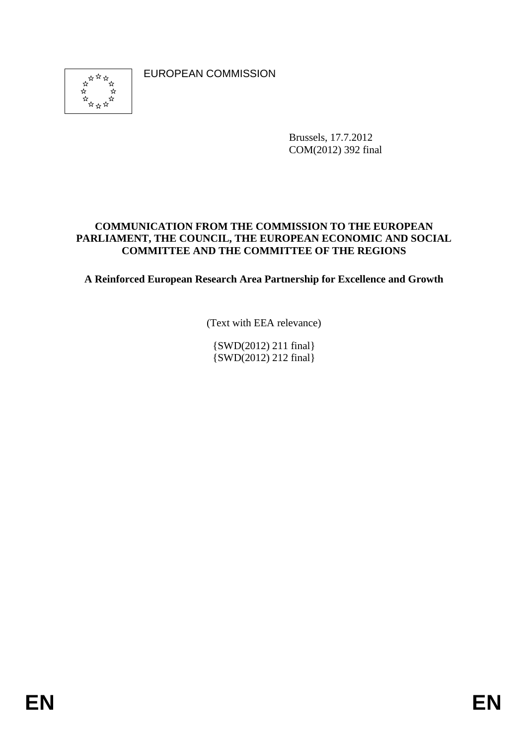EUROPEAN COMMISSION

Brussels, 17.7.2012
COM(2012) 392 final

**COMMUNICATION FROM THE COMMISSION TO THE EUROPEAN PARLIAMENT, THE COUNCIL, THE EUROPEAN ECONOMIC AND SOCIAL COMMITTEE AND THE COMMITTEE OF THE REGIONS**

**A Reinforced European Research Area Partnership for Excellence and Growth**

(Text with EEA relevance)

{SWD(2012) 211 final}
{SWD(2012) 212 final}

EN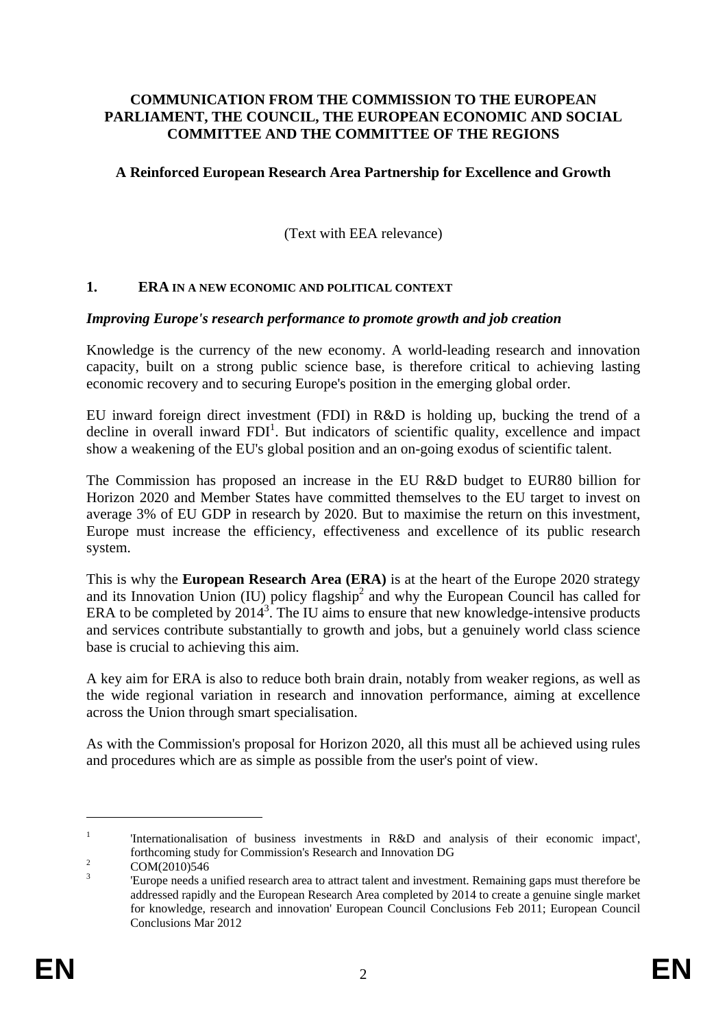**COMMUNICATION FROM THE COMMISSION TO THE EUROPEAN PARLIAMENT, THE COUNCIL, THE EUROPEAN ECONOMIC AND SOCIAL COMMITTEE AND THE COMMITTEE OF THE REGIONS**

**A Reinforced European Research Area Partnership for Excellence and Growth**

(Text with EEA relevance)

## 1. ERA IN A NEW ECONOMIC AND POLITICAL CONTEXT

***Improving Europe's research performance to promote growth and job creation***

Knowledge is the currency of the new economy. A world-leading research and innovation capacity, built on a strong public science base, is therefore critical to achieving lasting economic recovery and to securing Europe's position in the emerging global order.

EU inward foreign direct investment (FDI) in R&D is holding up, bucking the trend of a decline in overall inward FDI[1]. But indicators of scientific quality, excellence and impact show a weakening of the EU's global position and an on-going exodus of scientific talent.

The Commission has proposed an increase in the EU R&D budget to EUR80 billion for Horizon 2020 and Member States have committed themselves to the EU target to invest on average 3% of EU GDP in research by 2020. But to maximise the return on this investment, Europe must increase the efficiency, effectiveness and excellence of its public research system.

This is why the **European Research Area (ERA)** is at the heart of the Europe 2020 strategy and its Innovation Union (IU) policy flagship[2] and why the European Council has called for ERA to be completed by 2014[3]. The IU aims to ensure that new knowledge-intensive products and services contribute substantially to growth and jobs, but a genuinely world class science base is crucial to achieving this aim.

A key aim for ERA is also to reduce both brain drain, notably from weaker regions, as well as the wide regional variation in research and innovation performance, aiming at excellence across the Union through smart specialisation.

As with the Commission's proposal for Horizon 2020, all this must all be achieved using rules and procedures which are as simple as possible from the user's point of view.

---

[1] 'Internationalisation of business investments in R&D and analysis of their economic impact', forthcoming study for Commission's Research and Innovation DG

[2] COM(2010)546

[3] 'Europe needs a unified research area to attract talent and investment. Remaining gaps must therefore be addressed rapidly and the European Research Area completed by 2014 to create a genuine single market for knowledge, research and innovation' European Council Conclusions Feb 2011; European Council Conclusions Mar 2012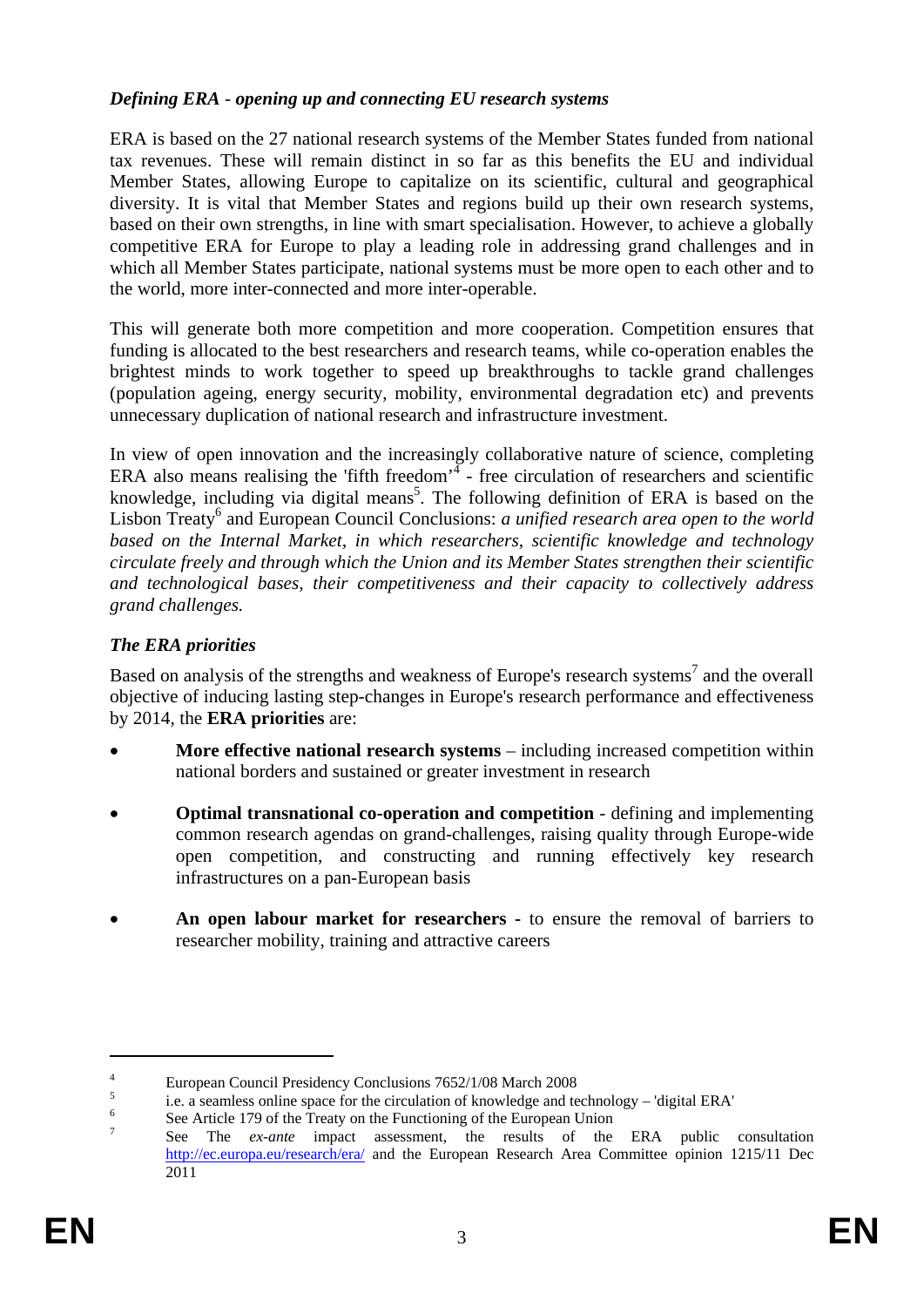### *Defining ERA - opening up and connecting EU research systems*

ERA is based on the 27 national research systems of the Member States funded from national tax revenues. These will remain distinct in so far as this benefits the EU and individual Member States, allowing Europe to capitalize on its scientific, cultural and geographical diversity. It is vital that Member States and regions build up their own research systems, based on their own strengths, in line with smart specialisation. However, to achieve a globally competitive ERA for Europe to play a leading role in addressing grand challenges and in which all Member States participate, national systems must be more open to each other and to the world, more inter-connected and more inter-operable.

This will generate both more competition and more cooperation. Competition ensures that funding is allocated to the best researchers and research teams, while co-operation enables the brightest minds to work together to speed up breakthroughs to tackle grand challenges (population ageing, energy security, mobility, environmental degradation etc) and prevents unnecessary duplication of national research and infrastructure investment.

In view of open innovation and the increasingly collaborative nature of science, completing ERA also means realising the 'fifth freedom'[4] - free circulation of researchers and scientific knowledge, including via digital means[5]. The following definition of ERA is based on the Lisbon Treaty[6] and European Council Conclusions: *a unified research area open to the world based on the Internal Market, in which researchers, scientific knowledge and technology circulate freely and through which the Union and its Member States strengthen their scientific and technological bases, their competitiveness and their capacity to collectively address grand challenges.*

### *The ERA priorities*

Based on analysis of the strengths and weakness of Europe's research systems[7] and the overall objective of inducing lasting step-changes in Europe's research performance and effectiveness by 2014, the **ERA priorities** are:

- **More effective national research systems** – including increased competition within national borders and sustained or greater investment in research
- **Optimal transnational co-operation and competition** - defining and implementing common research agendas on grand-challenges, raising quality through Europe-wide open competition, and constructing and running effectively key research infrastructures on a pan-European basis
- **An open labour market for researchers -** to ensure the removal of barriers to researcher mobility, training and attractive careers

---

[4] European Council Presidency Conclusions 7652/1/08 March 2008

[5] i.e. a seamless online space for the circulation of knowledge and technology – 'digital ERA'

[6] See Article 179 of the Treaty on the Functioning of the European Union

[7] See The *ex-ante* impact assessment, the results of the ERA public consultation http://ec.europa.eu/research/era/ and the European Research Area Committee opinion 1215/11 Dec 2011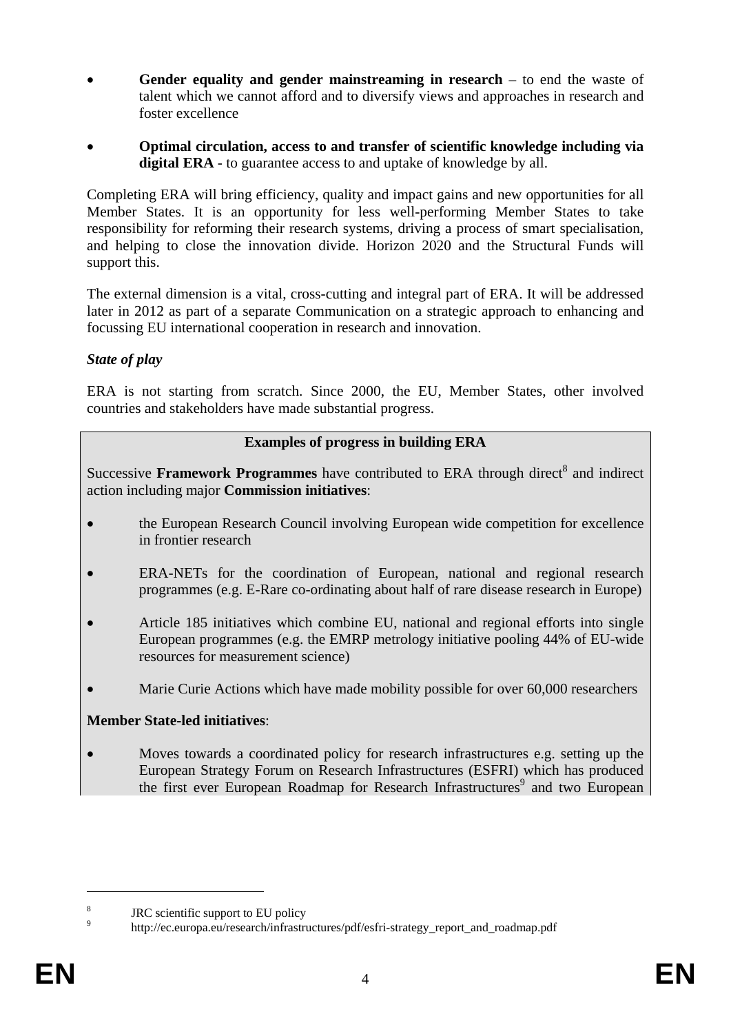- **Gender equality and gender mainstreaming in research** – to end the waste of talent which we cannot afford and to diversify views and approaches in research and foster excellence

- **Optimal circulation, access to and transfer of scientific knowledge including via digital ERA** - to guarantee access to and uptake of knowledge by all.

Completing ERA will bring efficiency, quality and impact gains and new opportunities for all Member States. It is an opportunity for less well-performing Member States to take responsibility for reforming their research systems, driving a process of smart specialisation, and helping to close the innovation divide. Horizon 2020 and the Structural Funds will support this.

The external dimension is a vital, cross-cutting and integral part of ERA. It will be addressed later in 2012 as part of a separate Communication on a strategic approach to enhancing and focussing EU international cooperation in research and innovation.

***State of play***

ERA is not starting from scratch. Since 2000, the EU, Member States, other involved countries and stakeholders have made substantial progress.

**Examples of progress in building ERA**

Successive **Framework Programmes** have contributed to ERA through direct[8] and indirect action including major **Commission initiatives**:

- the European Research Council involving European wide competition for excellence in frontier research

- ERA-NETs for the coordination of European, national and regional research programmes (e.g. E-Rare co-ordinating about half of rare disease research in Europe)

- Article 185 initiatives which combine EU, national and regional efforts into single European programmes (e.g. the EMRP metrology initiative pooling 44% of EU-wide resources for measurement science)

- Marie Curie Actions which have made mobility possible for over 60,000 researchers

**Member State-led initiatives**:

- Moves towards a coordinated policy for research infrastructures e.g. setting up the European Strategy Forum on Research Infrastructures (ESFRI) which has produced the first ever European Roadmap for Research Infrastructures[9] and two European

---

[8] JRC scientific support to EU policy

[9] http://ec.europa.eu/research/infrastructures/pdf/esfri-strategy_report_and_roadmap.pdf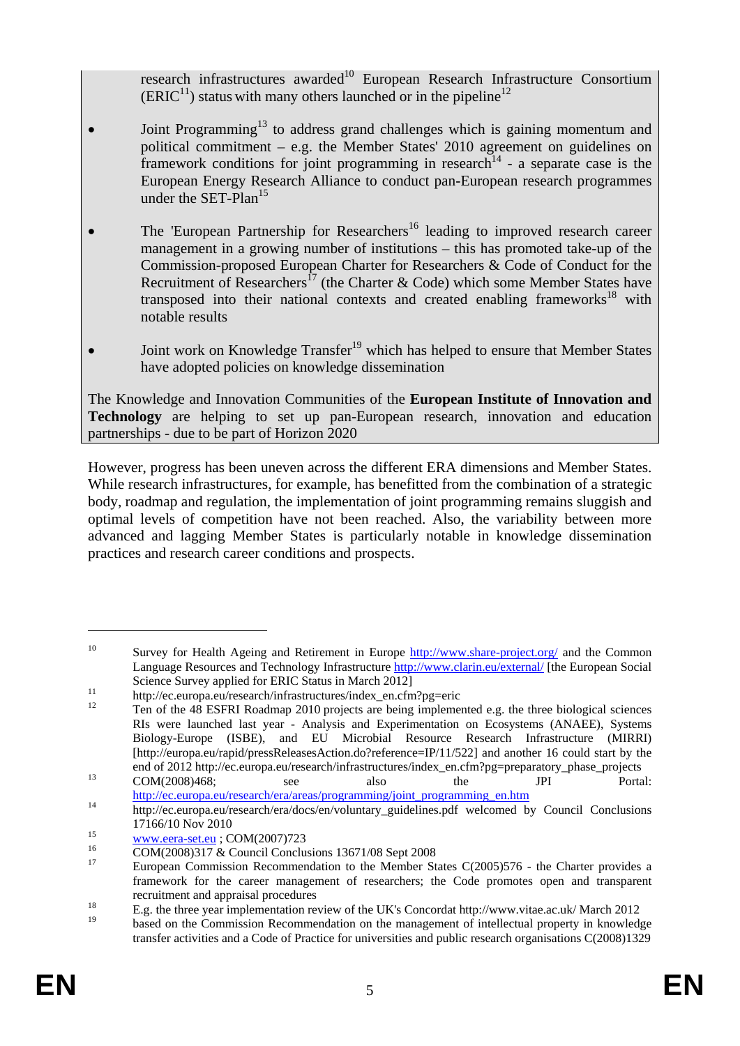research infrastructures awarded[10] European Research Infrastructure Consortium (ERIC[11]) status with many others launched or in the pipeline[12]

- Joint Programming[13] to address grand challenges which is gaining momentum and political commitment – e.g. the Member States' 2010 agreement on guidelines on framework conditions for joint programming in research[14] - a separate case is the European Energy Research Alliance to conduct pan-European research programmes under the SET-Plan[15]
- The 'European Partnership for Researchers[16] leading to improved research career management in a growing number of institutions – this has promoted take-up of the Commission-proposed European Charter for Researchers & Code of Conduct for the Recruitment of Researchers[17] (the Charter & Code) which some Member States have transposed into their national contexts and created enabling frameworks[18] with notable results
- Joint work on Knowledge Transfer[19] which has helped to ensure that Member States have adopted policies on knowledge dissemination

The Knowledge and Innovation Communities of the **European Institute of Innovation and Technology** are helping to set up pan-European research, innovation and education partnerships - due to be part of Horizon 2020

However, progress has been uneven across the different ERA dimensions and Member States. While research infrastructures, for example, has benefitted from the combination of a strategic body, roadmap and regulation, the implementation of joint programming remains sluggish and optimal levels of competition have not been reached. Also, the variability between more advanced and lagging Member States is particularly notable in knowledge dissemination practices and research career conditions and prospects.

---

[10] Survey for Health Ageing and Retirement in Europe http://www.share-project.org/ and the Common Language Resources and Technology Infrastructure http://www.clarin.eu/external/ [the European Social Science Survey applied for ERIC Status in March 2012]

[11] http://ec.europa.eu/research/infrastructures/index_en.cfm?pg=eric

[12] Ten of the 48 ESFRI Roadmap 2010 projects are being implemented e.g. the three biological sciences RIs were launched last year - Analysis and Experimentation on Ecosystems (ANAEE), Systems Biology-Europe (ISBE), and EU Microbial Resource Research Infrastructure (MIRRI) [http://europa.eu/rapid/pressReleasesAction.do?reference=IP/11/522] and another 16 could start by the end of 2012 http://ec.europa.eu/research/infrastructures/index_en.cfm?pg=preparatory_phase_projects

[13] COM(2008)468; see also the JPI Portal: http://ec.europa.eu/research/era/areas/programming/joint_programming_en.htm

[14] http://ec.europa.eu/research/era/docs/en/voluntary_guidelines.pdf welcomed by Council Conclusions 17166/10 Nov 2010

[15] www.eera-set.eu ; COM(2007)723

[16] COM(2008)317 & Council Conclusions 13671/08 Sept 2008

[17] European Commission Recommendation to the Member States C(2005)576 - the Charter provides a framework for the career management of researchers; the Code promotes open and transparent recruitment and appraisal procedures

[18] E.g. the three year implementation review of the UK's Concordat http://www.vitae.ac.uk/ March 2012

[19] based on the Commission Recommendation on the management of intellectual property in knowledge transfer activities and a Code of Practice for universities and public research organisations C(2008)1329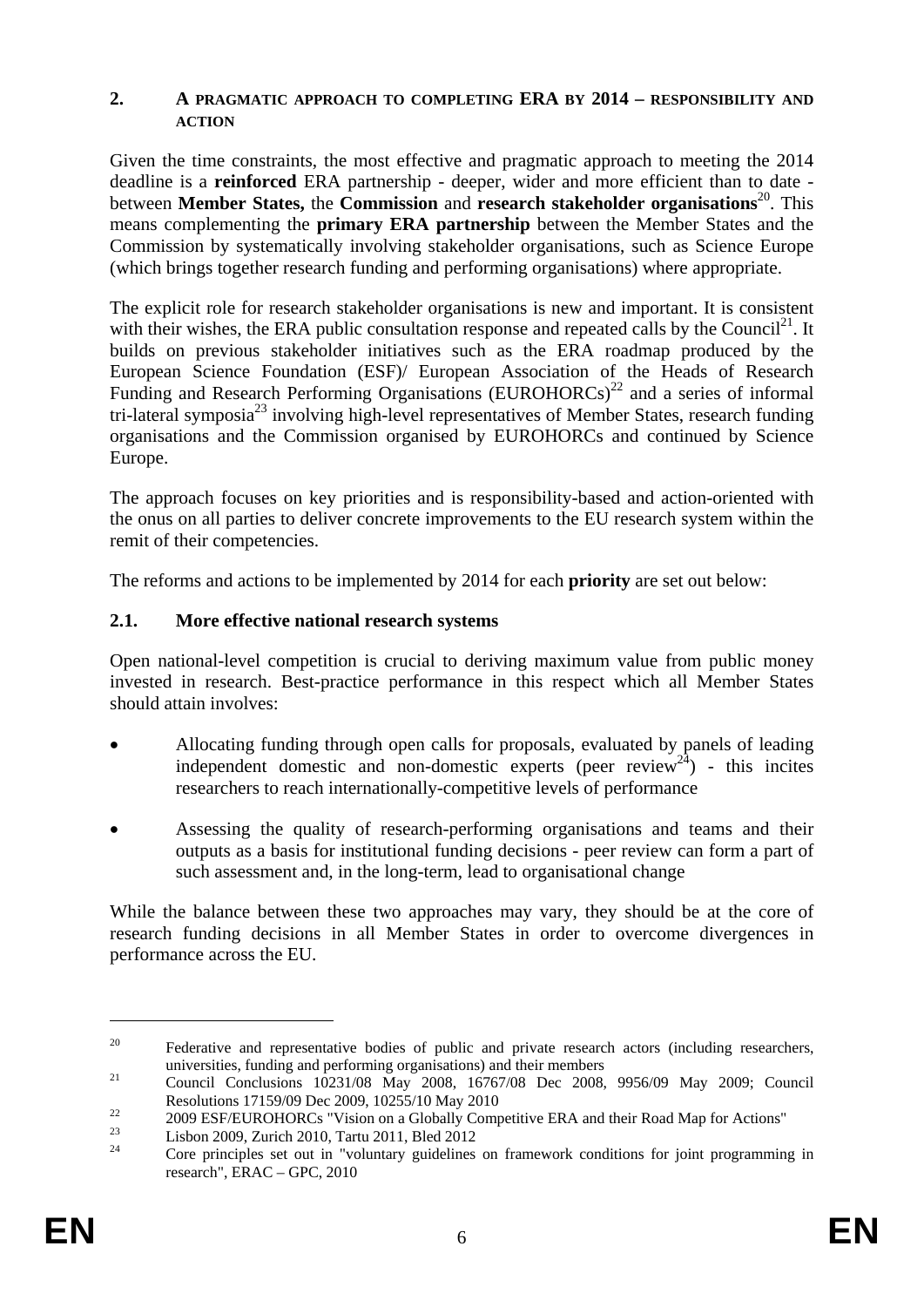## 2. A PRAGMATIC APPROACH TO COMPLETING ERA BY 2014 – RESPONSIBILITY AND ACTION

Given the time constraints, the most effective and pragmatic approach to meeting the 2014 deadline is a **reinforced** ERA partnership - deeper, wider and more efficient than to date - between **Member States,** the **Commission** and **research stakeholder organisations**[20]. This means complementing the **primary ERA partnership** between the Member States and the Commission by systematically involving stakeholder organisations, such as Science Europe (which brings together research funding and performing organisations) where appropriate.

The explicit role for research stakeholder organisations is new and important. It is consistent with their wishes, the ERA public consultation response and repeated calls by the Council[21]. It builds on previous stakeholder initiatives such as the ERA roadmap produced by the European Science Foundation (ESF)/ European Association of the Heads of Research Funding and Research Performing Organisations (EUROHORCs)[22] and a series of informal tri-lateral symposia[23] involving high-level representatives of Member States, research funding organisations and the Commission organised by EUROHORCs and continued by Science Europe.

The approach focuses on key priorities and is responsibility-based and action-oriented with the onus on all parties to deliver concrete improvements to the EU research system within the remit of their competencies.

The reforms and actions to be implemented by 2014 for each **priority** are set out below:

### 2.1. More effective national research systems

Open national-level competition is crucial to deriving maximum value from public money invested in research. Best-practice performance in this respect which all Member States should attain involves:

- Allocating funding through open calls for proposals, evaluated by panels of leading independent domestic and non-domestic experts (peer review[24]) - this incites researchers to reach internationally-competitive levels of performance
- Assessing the quality of research-performing organisations and teams and their outputs as a basis for institutional funding decisions - peer review can form a part of such assessment and, in the long-term, lead to organisational change

While the balance between these two approaches may vary, they should be at the core of research funding decisions in all Member States in order to overcome divergences in performance across the EU.

---

[20] Federative and representative bodies of public and private research actors (including researchers, universities, funding and performing organisations) and their members

[21] Council Conclusions 10231/08 May 2008, 16767/08 Dec 2008, 9956/09 May 2009; Council Resolutions 17159/09 Dec 2009, 10255/10 May 2010

[22] 2009 ESF/EUROHORCs "Vision on a Globally Competitive ERA and their Road Map for Actions"

[23] Lisbon 2009, Zurich 2010, Tartu 2011, Bled 2012

[24] Core principles set out in "voluntary guidelines on framework conditions for joint programming in research", ERAC – GPC, 2010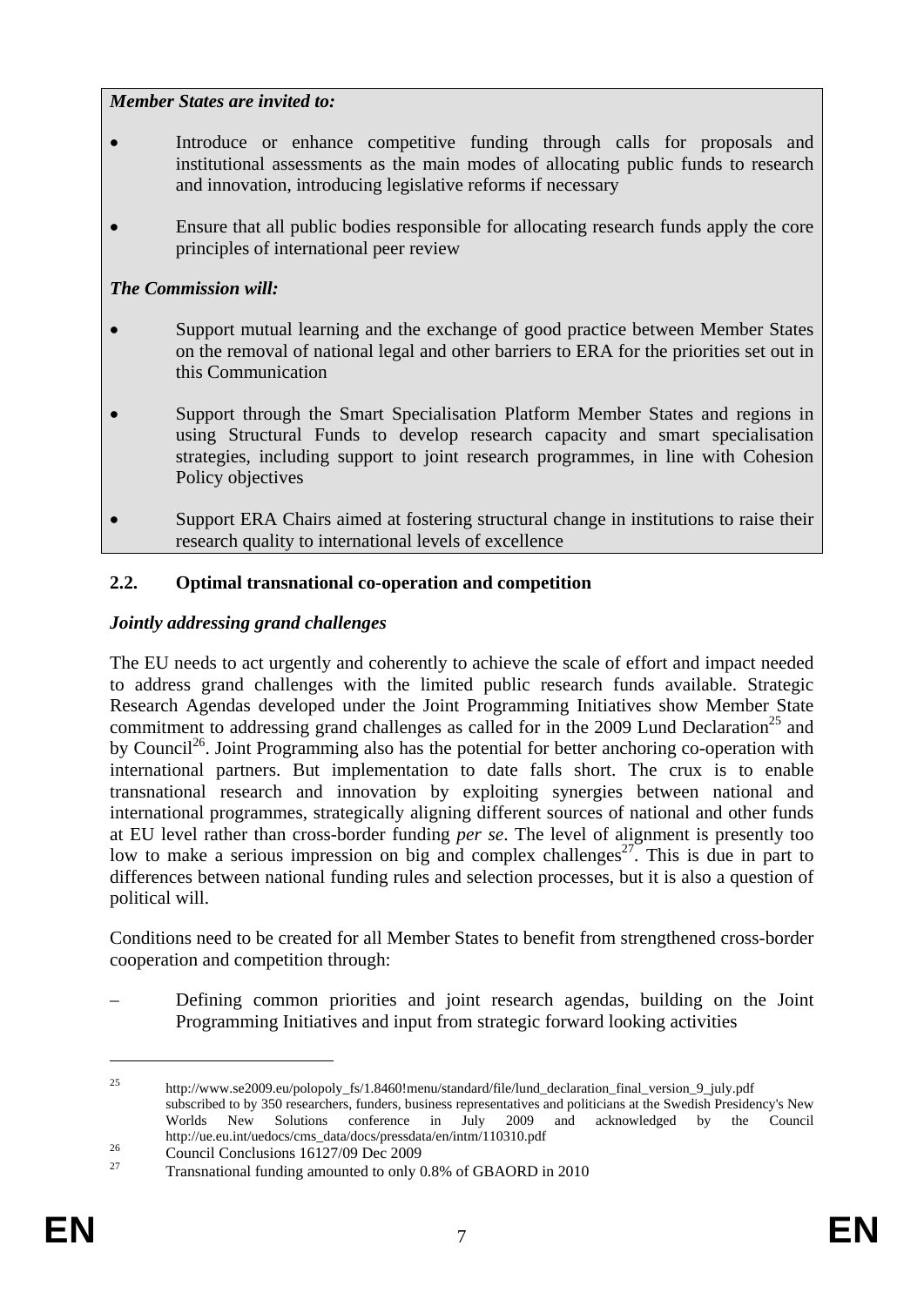***Member States are invited to:***

- Introduce or enhance competitive funding through calls for proposals and institutional assessments as the main modes of allocating public funds to research and innovation, introducing legislative reforms if necessary
- Ensure that all public bodies responsible for allocating research funds apply the core principles of international peer review

***The Commission will:***

- Support mutual learning and the exchange of good practice between Member States on the removal of national legal and other barriers to ERA for the priorities set out in this Communication
- Support through the Smart Specialisation Platform Member States and regions in using Structural Funds to develop research capacity and smart specialisation strategies, including support to joint research programmes, in line with Cohesion Policy objectives
- Support ERA Chairs aimed at fostering structural change in institutions to raise their research quality to international levels of excellence

### 2.2. Optimal transnational co-operation and competition

***Jointly addressing grand challenges***

The EU needs to act urgently and coherently to achieve the scale of effort and impact needed to address grand challenges with the limited public research funds available. Strategic Research Agendas developed under the Joint Programming Initiatives show Member State commitment to addressing grand challenges as called for in the 2009 Lund Declaration[25] and by Council[26]. Joint Programming also has the potential for better anchoring co-operation with international partners. But implementation to date falls short. The crux is to enable transnational research and innovation by exploiting synergies between national and international programmes, strategically aligning different sources of national and other funds at EU level rather than cross-border funding *per se*. The level of alignment is presently too low to make a serious impression on big and complex challenges[27]. This is due in part to differences between national funding rules and selection processes, but it is also a question of political will.

Conditions need to be created for all Member States to benefit from strengthened cross-border cooperation and competition through:

– Defining common priorities and joint research agendas, building on the Joint Programming Initiatives and input from strategic forward looking activities

---

[25] http://www.se2009.eu/polopoly_fs/1.8460!menu/standard/file/lund_declaration_final_version_9_july.pdf subscribed to by 350 researchers, funders, business representatives and politicians at the Swedish Presidency's New Worlds New Solutions conference in July 2009 and acknowledged by the Council http://ue.eu.int/uedocs/cms_data/docs/pressdata/en/intm/110310.pdf

[26] Council Conclusions 16127/09 Dec 2009

[27] Transnational funding amounted to only 0.8% of GBAORD in 2010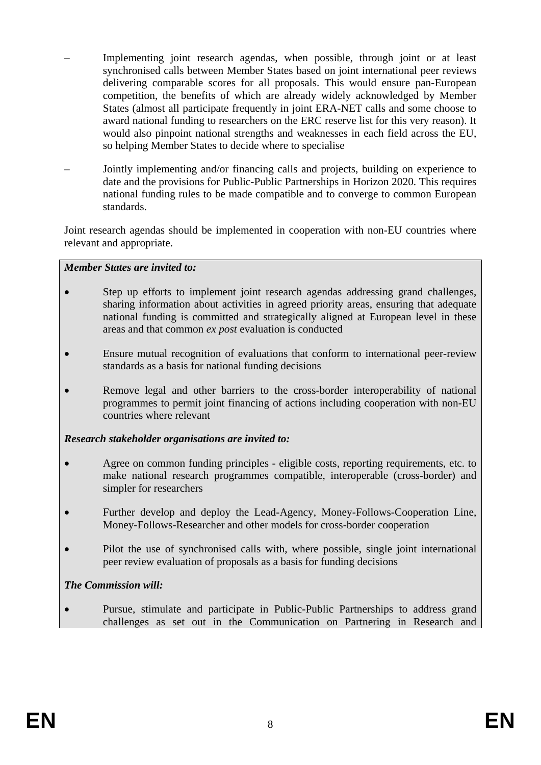- Implementing joint research agendas, when possible, through joint or at least synchronised calls between Member States based on joint international peer reviews delivering comparable scores for all proposals. This would ensure pan-European competition, the benefits of which are already widely acknowledged by Member States (almost all participate frequently in joint ERA-NET calls and some choose to award national funding to researchers on the ERC reserve list for this very reason). It would also pinpoint national strengths and weaknesses in each field across the EU, so helping Member States to decide where to specialise

- Jointly implementing and/or financing calls and projects, building on experience to date and the provisions for Public-Public Partnerships in Horizon 2020. This requires national funding rules to be made compatible and to converge to common European standards.

Joint research agendas should be implemented in cooperation with non-EU countries where relevant and appropriate.

***Member States are invited to:***

- Step up efforts to implement joint research agendas addressing grand challenges, sharing information about activities in agreed priority areas, ensuring that adequate national funding is committed and strategically aligned at European level in these areas and that common *ex post* evaluation is conducted

- Ensure mutual recognition of evaluations that conform to international peer-review standards as a basis for national funding decisions

- Remove legal and other barriers to the cross-border interoperability of national programmes to permit joint financing of actions including cooperation with non-EU countries where relevant

***Research stakeholder organisations are invited to:***

- Agree on common funding principles - eligible costs, reporting requirements, etc. to make national research programmes compatible, interoperable (cross-border) and simpler for researchers

- Further develop and deploy the Lead-Agency, Money-Follows-Cooperation Line, Money-Follows-Researcher and other models for cross-border cooperation

- Pilot the use of synchronised calls with, where possible, single joint international peer review evaluation of proposals as a basis for funding decisions

***The Commission will:***

- Pursue, stimulate and participate in Public-Public Partnerships to address grand challenges as set out in the Communication on Partnering in Research and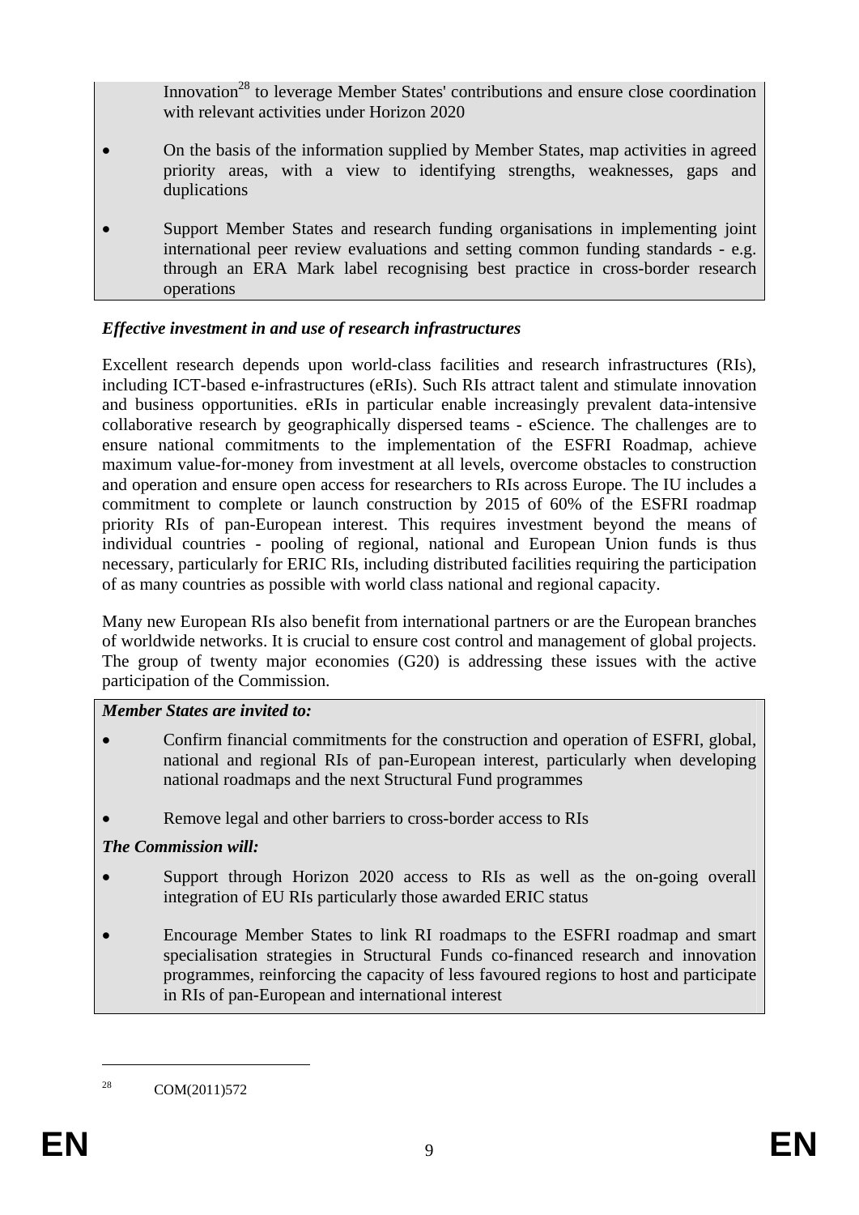Innovation[28] to leverage Member States' contributions and ensure close coordination with relevant activities under Horizon 2020

- On the basis of the information supplied by Member States, map activities in agreed priority areas, with a view to identifying strengths, weaknesses, gaps and duplications
- Support Member States and research funding organisations in implementing joint international peer review evaluations and setting common funding standards - e.g. through an ERA Mark label recognising best practice in cross-border research operations

***Effective investment in and use of research infrastructures***

Excellent research depends upon world-class facilities and research infrastructures (RIs), including ICT-based e-infrastructures (eRIs). Such RIs attract talent and stimulate innovation and business opportunities. eRIs in particular enable increasingly prevalent data-intensive collaborative research by geographically dispersed teams - eScience. The challenges are to ensure national commitments to the implementation of the ESFRI Roadmap, achieve maximum value-for-money from investment at all levels, overcome obstacles to construction and operation and ensure open access for researchers to RIs across Europe. The IU includes a commitment to complete or launch construction by 2015 of 60% of the ESFRI roadmap priority RIs of pan-European interest. This requires investment beyond the means of individual countries - pooling of regional, national and European Union funds is thus necessary, particularly for ERIC RIs, including distributed facilities requiring the participation of as many countries as possible with world class national and regional capacity.

Many new European RIs also benefit from international partners or are the European branches of worldwide networks. It is crucial to ensure cost control and management of global projects. The group of twenty major economies (G20) is addressing these issues with the active participation of the Commission.

***Member States are invited to:***

- Confirm financial commitments for the construction and operation of ESFRI, global, national and regional RIs of pan-European interest, particularly when developing national roadmaps and the next Structural Fund programmes
- Remove legal and other barriers to cross-border access to RIs

***The Commission will:***

- Support through Horizon 2020 access to RIs as well as the on-going overall integration of EU RIs particularly those awarded ERIC status
- Encourage Member States to link RI roadmaps to the ESFRI roadmap and smart specialisation strategies in Structural Funds co-financed research and innovation programmes, reinforcing the capacity of less favoured regions to host and participate in RIs of pan-European and international interest

---

[28] COM(2011)572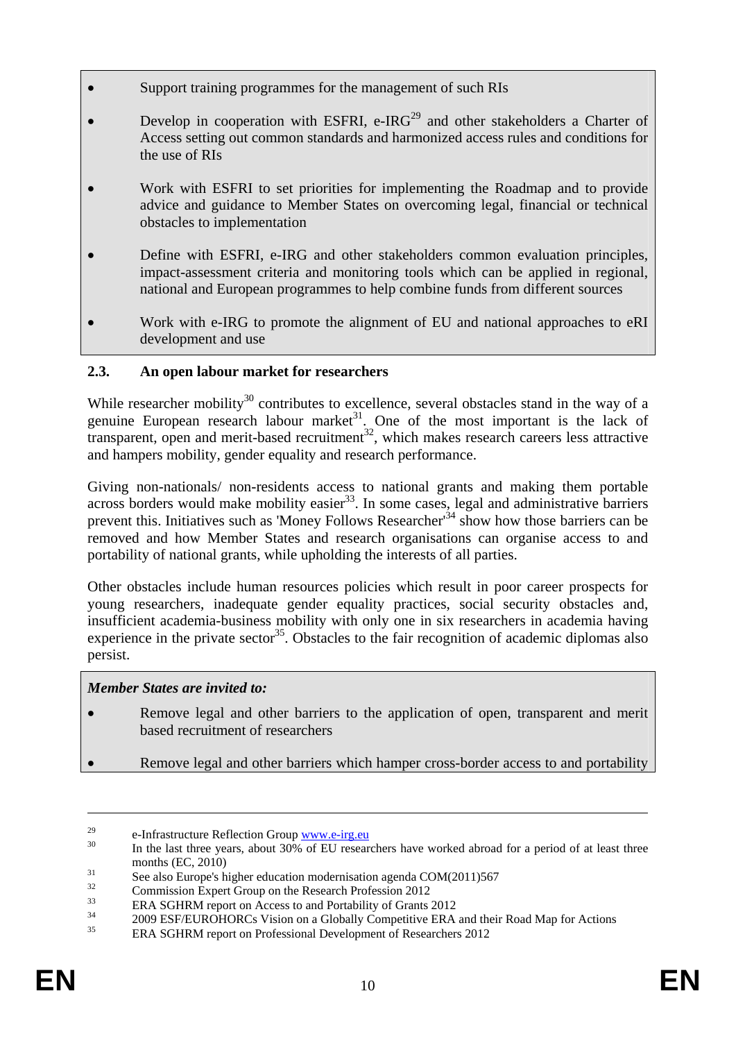- Support training programmes for the management of such RIs
- Develop in cooperation with ESFRI, e-IRG[29] and other stakeholders a Charter of Access setting out common standards and harmonized access rules and conditions for the use of RIs
- Work with ESFRI to set priorities for implementing the Roadmap and to provide advice and guidance to Member States on overcoming legal, financial or technical obstacles to implementation
- Define with ESFRI, e-IRG and other stakeholders common evaluation principles, impact-assessment criteria and monitoring tools which can be applied in regional, national and European programmes to help combine funds from different sources
- Work with e-IRG to promote the alignment of EU and national approaches to eRI development and use

### 2.3. An open labour market for researchers

While researcher mobility[30] contributes to excellence, several obstacles stand in the way of a genuine European research labour market[31]. One of the most important is the lack of transparent, open and merit-based recruitment[32], which makes research careers less attractive and hampers mobility, gender equality and research performance.

Giving non-nationals/ non-residents access to national grants and making them portable across borders would make mobility easier[33]. In some cases, legal and administrative barriers prevent this. Initiatives such as 'Money Follows Researcher'[34] show how those barriers can be removed and how Member States and research organisations can organise access to and portability of national grants, while upholding the interests of all parties.

Other obstacles include human resources policies which result in poor career prospects for young researchers, inadequate gender equality practices, social security obstacles and, insufficient academia-business mobility with only one in six researchers in academia having experience in the private sector[35]. Obstacles to the fair recognition of academic diplomas also persist.

***Member States are invited to:***

- Remove legal and other barriers to the application of open, transparent and merit based recruitment of researchers
- Remove legal and other barriers which hamper cross-border access to and portability

---

[29] e-Infrastructure Reflection Group www.e-irg.eu

[30] In the last three years, about 30% of EU researchers have worked abroad for a period of at least three months (EC, 2010)

[31] See also Europe's higher education modernisation agenda COM(2011)567

[32] Commission Expert Group on the Research Profession 2012

[33] ERA SGHRM report on Access to and Portability of Grants 2012

[34] 2009 ESF/EUROHORCs Vision on a Globally Competitive ERA and their Road Map for Actions

[35] ERA SGHRM report on Professional Development of Researchers 2012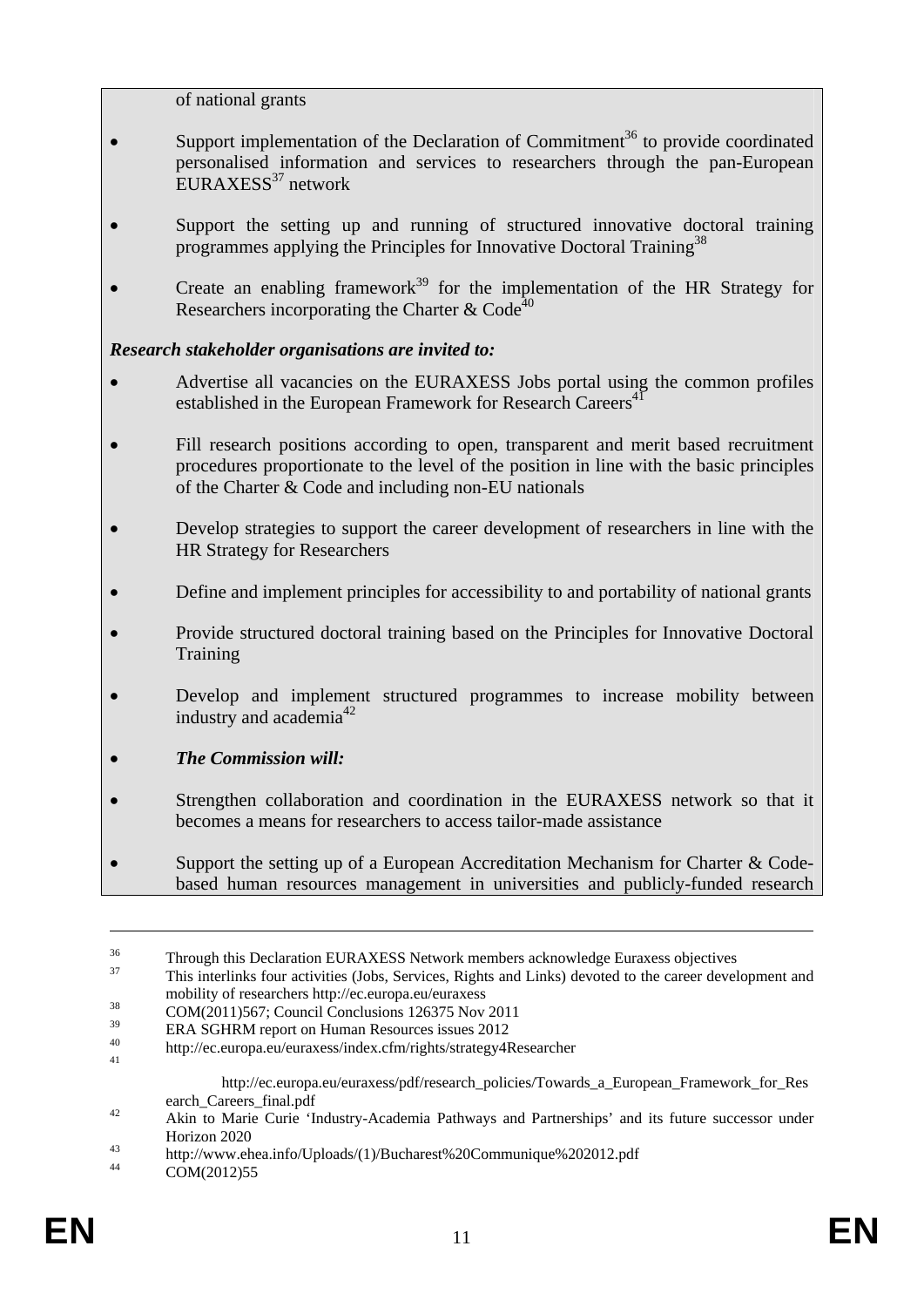of national grants

- Support implementation of the Declaration of Commitment[36] to provide coordinated personalised information and services to researchers through the pan-European EURAXESS[37] network
- Support the setting up and running of structured innovative doctoral training programmes applying the Principles for Innovative Doctoral Training[38]
- Create an enabling framework[39] for the implementation of the HR Strategy for Researchers incorporating the Charter & Code[40]

***Research stakeholder organisations are invited to:***

- Advertise all vacancies on the EURAXESS Jobs portal using the common profiles established in the European Framework for Research Careers[41]
- Fill research positions according to open, transparent and merit based recruitment procedures proportionate to the level of the position in line with the basic principles of the Charter & Code and including non-EU nationals
- Develop strategies to support the career development of researchers in line with the HR Strategy for Researchers
- Define and implement principles for accessibility to and portability of national grants
- Provide structured doctoral training based on the Principles for Innovative Doctoral Training
- Develop and implement structured programmes to increase mobility between industry and academia[42]
- ***The Commission will:***
- Strengthen collaboration and coordination in the EURAXESS network so that it becomes a means for researchers to access tailor-made assistance
- Support the setting up of a European Accreditation Mechanism for Charter & Code-based human resources management in universities and publicly-funded research

---

[36] Through this Declaration EURAXESS Network members acknowledge Euraxess objectives

[37] This interlinks four activities (Jobs, Services, Rights and Links) devoted to the career development and mobility of researchers http://ec.europa.eu/euraxess

[38] COM(2011)567; Council Conclusions 126375 Nov 2011

[39] ERA SGHRM report on Human Resources issues 2012

[40] http://ec.europa.eu/euraxess/index.cfm/rights/strategy4Researcher

[41] http://ec.europa.eu/euraxess/pdf/research_policies/Towards_a_European_Framework_for_Research_Careers_final.pdf

[42] Akin to Marie Curie 'Industry-Academia Pathways and Partnerships' and its future successor under Horizon 2020

[43] http://www.ehea.info/Uploads/(1)/Bucharest%20Communique%202012.pdf

[44] COM(2012)55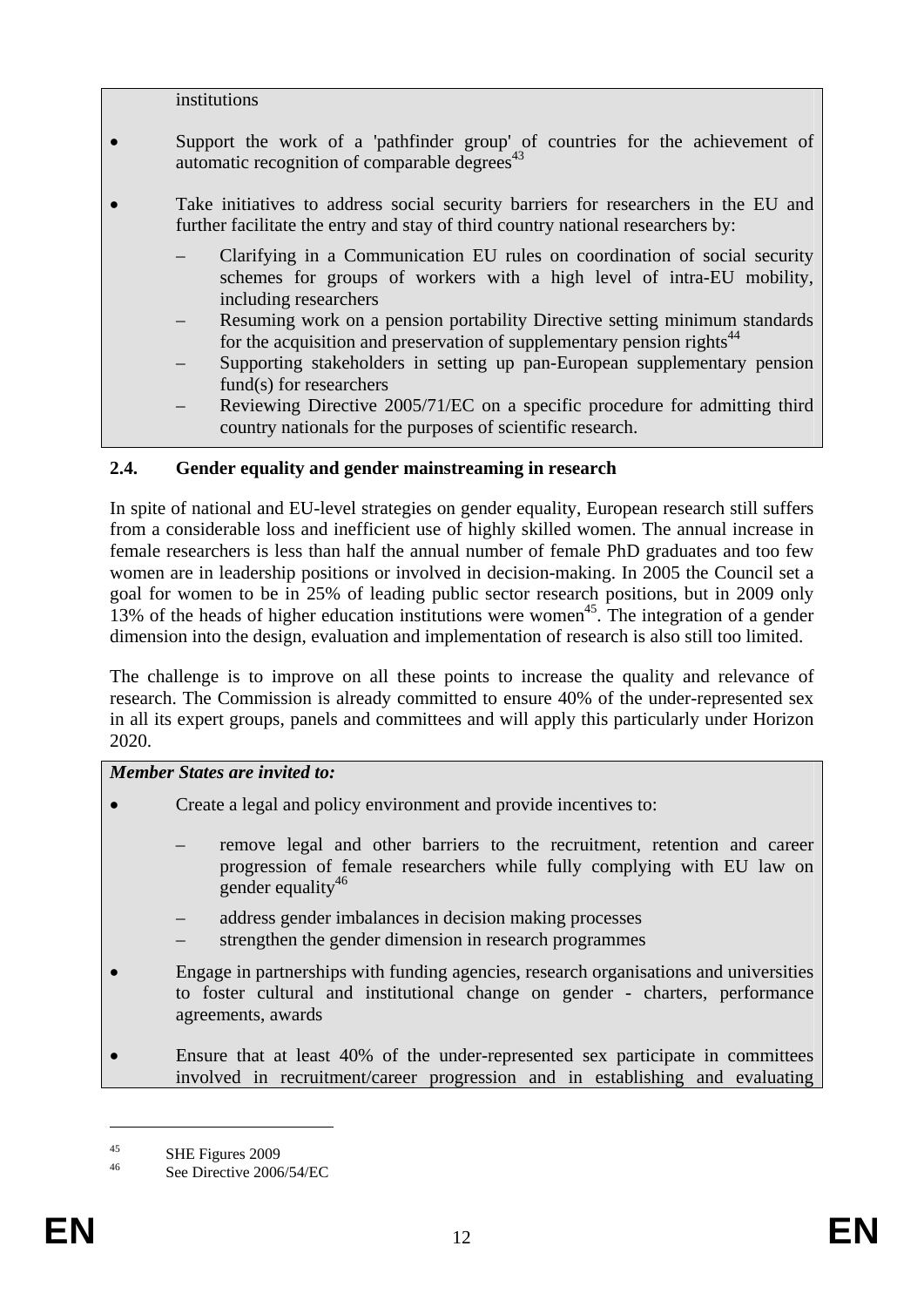institutions

- Support the work of a 'pathfinder group' of countries for the achievement of automatic recognition of comparable degrees[43]
- Take initiatives to address social security barriers for researchers in the EU and further facilitate the entry and stay of third country national researchers by:
  - Clarifying in a Communication EU rules on coordination of social security schemes for groups of workers with a high level of intra-EU mobility, including researchers
  - Resuming work on a pension portability Directive setting minimum standards for the acquisition and preservation of supplementary pension rights[44]
  - Supporting stakeholders in setting up pan-European supplementary pension fund(s) for researchers
  - Reviewing Directive 2005/71/EC on a specific procedure for admitting third country nationals for the purposes of scientific research.

## 2.4. Gender equality and gender mainstreaming in research

In spite of national and EU-level strategies on gender equality, European research still suffers from a considerable loss and inefficient use of highly skilled women. The annual increase in female researchers is less than half the annual number of female PhD graduates and too few women are in leadership positions or involved in decision-making. In 2005 the Council set a goal for women to be in 25% of leading public sector research positions, but in 2009 only 13% of the heads of higher education institutions were women[45]. The integration of a gender dimension into the design, evaluation and implementation of research is also still too limited.

The challenge is to improve on all these points to increase the quality and relevance of research. The Commission is already committed to ensure 40% of the under-represented sex in all its expert groups, panels and committees and will apply this particularly under Horizon 2020.

***Member States are invited to:***

- Create a legal and policy environment and provide incentives to:
  - remove legal and other barriers to the recruitment, retention and career progression of female researchers while fully complying with EU law on gender equality[46]
  - address gender imbalances in decision making processes
  - strengthen the gender dimension in research programmes
- Engage in partnerships with funding agencies, research organisations and universities to foster cultural and institutional change on gender - charters, performance agreements, awards
- Ensure that at least 40% of the under-represented sex participate in committees involved in recruitment/career progression and in establishing and evaluating

---

[45] SHE Figures 2009

[46] See Directive 2006/54/EC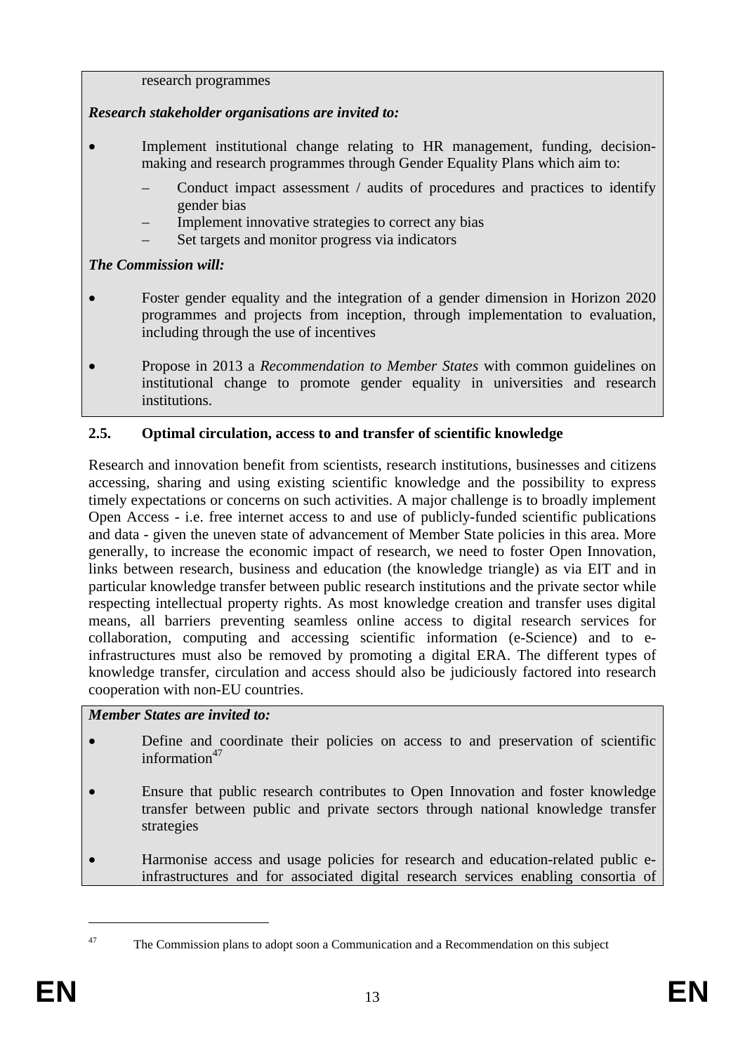research programmes

***Research stakeholder organisations are invited to:***

- Implement institutional change relating to HR management, funding, decision-making and research programmes through Gender Equality Plans which aim to:
  - Conduct impact assessment / audits of procedures and practices to identify gender bias
  - Implement innovative strategies to correct any bias
  - Set targets and monitor progress via indicators

***The Commission will:***

- Foster gender equality and the integration of a gender dimension in Horizon 2020 programmes and projects from inception, through implementation to evaluation, including through the use of incentives
- Propose in 2013 a *Recommendation to Member States* with common guidelines on institutional change to promote gender equality in universities and research institutions.

### 2.5. Optimal circulation, access to and transfer of scientific knowledge

Research and innovation benefit from scientists, research institutions, businesses and citizens accessing, sharing and using existing scientific knowledge and the possibility to express timely expectations or concerns on such activities. A major challenge is to broadly implement Open Access - i.e. free internet access to and use of publicly-funded scientific publications and data - given the uneven state of advancement of Member State policies in this area. More generally, to increase the economic impact of research, we need to foster Open Innovation, links between research, business and education (the knowledge triangle) as via EIT and in particular knowledge transfer between public research institutions and the private sector while respecting intellectual property rights. As most knowledge creation and transfer uses digital means, all barriers preventing seamless online access to digital research services for collaboration, computing and accessing scientific information (e-Science) and to e-infrastructures must also be removed by promoting a digital ERA. The different types of knowledge transfer, circulation and access should also be judiciously factored into research cooperation with non-EU countries.

***Member States are invited to:***

- Define and coordinate their policies on access to and preservation of scientific information[47]
- Ensure that public research contributes to Open Innovation and foster knowledge transfer between public and private sectors through national knowledge transfer strategies
- Harmonise access and usage policies for research and education-related public e-infrastructures and for associated digital research services enabling consortia of

---

[47] The Commission plans to adopt soon a Communication and a Recommendation on this subject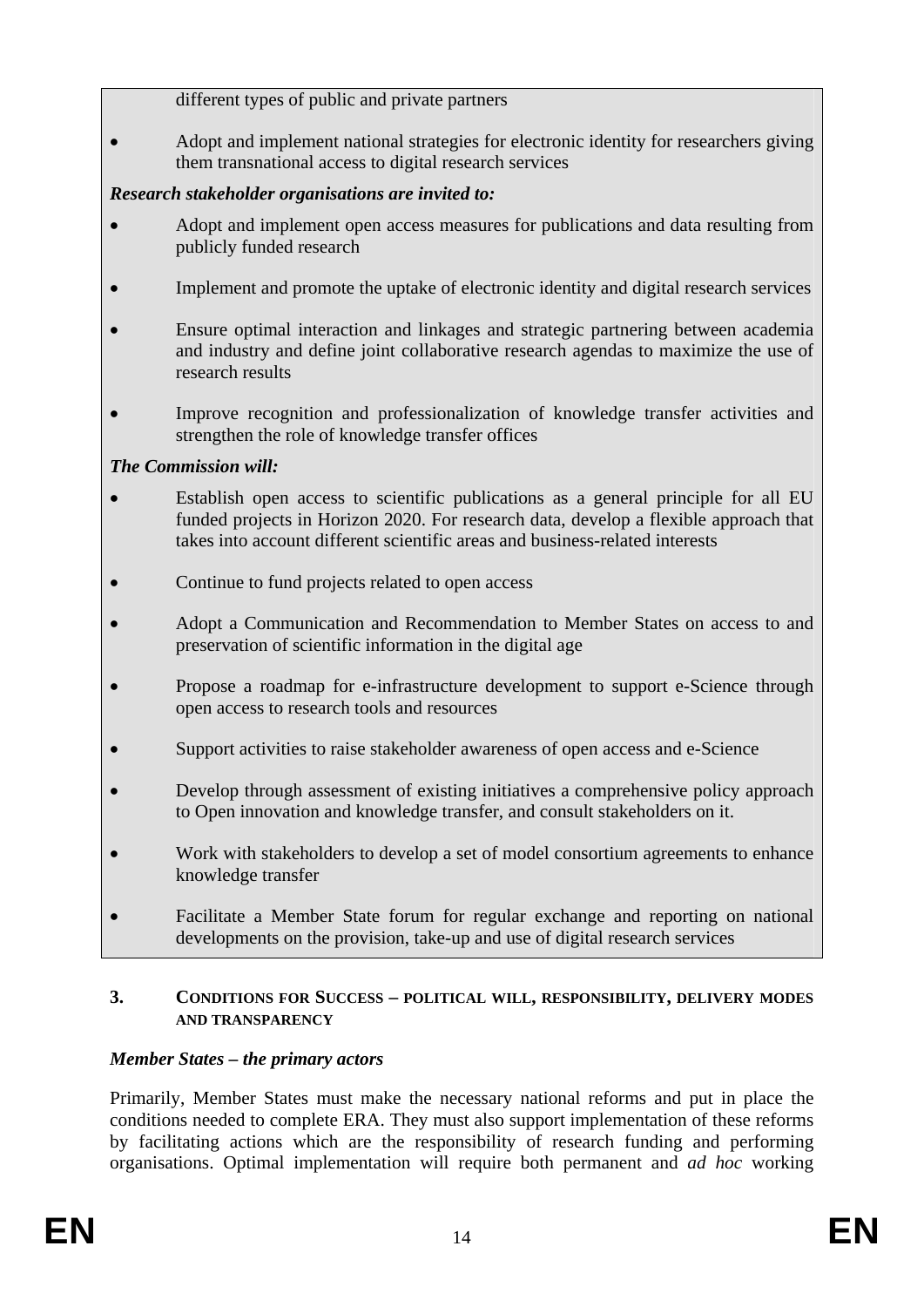different types of public and private partners

- Adopt and implement national strategies for electronic identity for researchers giving them transnational access to digital research services

***Research stakeholder organisations are invited to:***

- Adopt and implement open access measures for publications and data resulting from publicly funded research
- Implement and promote the uptake of electronic identity and digital research services
- Ensure optimal interaction and linkages and strategic partnering between academia and industry and define joint collaborative research agendas to maximize the use of research results
- Improve recognition and professionalization of knowledge transfer activities and strengthen the role of knowledge transfer offices

***The Commission will:***

- Establish open access to scientific publications as a general principle for all EU funded projects in Horizon 2020. For research data, develop a flexible approach that takes into account different scientific areas and business-related interests
- Continue to fund projects related to open access
- Adopt a Communication and Recommendation to Member States on access to and preservation of scientific information in the digital age
- Propose a roadmap for e-infrastructure development to support e-Science through open access to research tools and resources
- Support activities to raise stakeholder awareness of open access and e-Science
- Develop through assessment of existing initiatives a comprehensive policy approach to Open innovation and knowledge transfer, and consult stakeholders on it.
- Work with stakeholders to develop a set of model consortium agreements to enhance knowledge transfer
- Facilitate a Member State forum for regular exchange and reporting on national developments on the provision, take-up and use of digital research services

## 3. CONDITIONS FOR SUCCESS – POLITICAL WILL, RESPONSIBILITY, DELIVERY MODES AND TRANSPARENCY

***Member States – the primary actors***

Primarily, Member States must make the necessary national reforms and put in place the conditions needed to complete ERA. They must also support implementation of these reforms by facilitating actions which are the responsibility of research funding and performing organisations. Optimal implementation will require both permanent and *ad hoc* working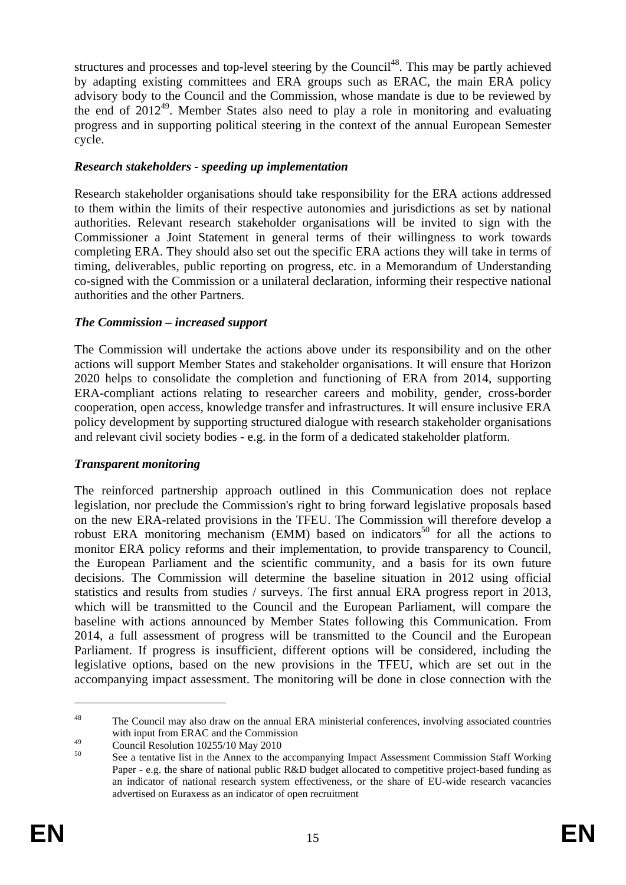structures and processes and top-level steering by the Council[48]. This may be partly achieved by adapting existing committees and ERA groups such as ERAC, the main ERA policy advisory body to the Council and the Commission, whose mandate is due to be reviewed by the end of 2012[49]. Member States also need to play a role in monitoring and evaluating progress and in supporting political steering in the context of the annual European Semester cycle.

***Research stakeholders - speeding up implementation***

Research stakeholder organisations should take responsibility for the ERA actions addressed to them within the limits of their respective autonomies and jurisdictions as set by national authorities. Relevant research stakeholder organisations will be invited to sign with the Commissioner a Joint Statement in general terms of their willingness to work towards completing ERA. They should also set out the specific ERA actions they will take in terms of timing, deliverables, public reporting on progress, etc. in a Memorandum of Understanding co-signed with the Commission or a unilateral declaration, informing their respective national authorities and the other Partners.

***The Commission – increased support***

The Commission will undertake the actions above under its responsibility and on the other actions will support Member States and stakeholder organisations. It will ensure that Horizon 2020 helps to consolidate the completion and functioning of ERA from 2014, supporting ERA-compliant actions relating to researcher careers and mobility, gender, cross-border cooperation, open access, knowledge transfer and infrastructures. It will ensure inclusive ERA policy development by supporting structured dialogue with research stakeholder organisations and relevant civil society bodies - e.g. in the form of a dedicated stakeholder platform.

***Transparent monitoring***

The reinforced partnership approach outlined in this Communication does not replace legislation, nor preclude the Commission's right to bring forward legislative proposals based on the new ERA-related provisions in the TFEU. The Commission will therefore develop a robust ERA monitoring mechanism (EMM) based on indicators[50] for all the actions to monitor ERA policy reforms and their implementation, to provide transparency to Council, the European Parliament and the scientific community, and a basis for its own future decisions. The Commission will determine the baseline situation in 2012 using official statistics and results from studies / surveys. The first annual ERA progress report in 2013, which will be transmitted to the Council and the European Parliament, will compare the baseline with actions announced by Member States following this Communication. From 2014, a full assessment of progress will be transmitted to the Council and the European Parliament. If progress is insufficient, different options will be considered, including the legislative options, based on the new provisions in the TFEU, which are set out in the accompanying impact assessment. The monitoring will be done in close connection with the

---

[48] The Council may also draw on the annual ERA ministerial conferences, involving associated countries with input from ERAC and the Commission

[49] Council Resolution 10255/10 May 2010

[50] See a tentative list in the Annex to the accompanying Impact Assessment Commission Staff Working Paper - e.g. the share of national public R&D budget allocated to competitive project-based funding as an indicator of national research system effectiveness, or the share of EU-wide research vacancies advertised on Euraxess as an indicator of open recruitment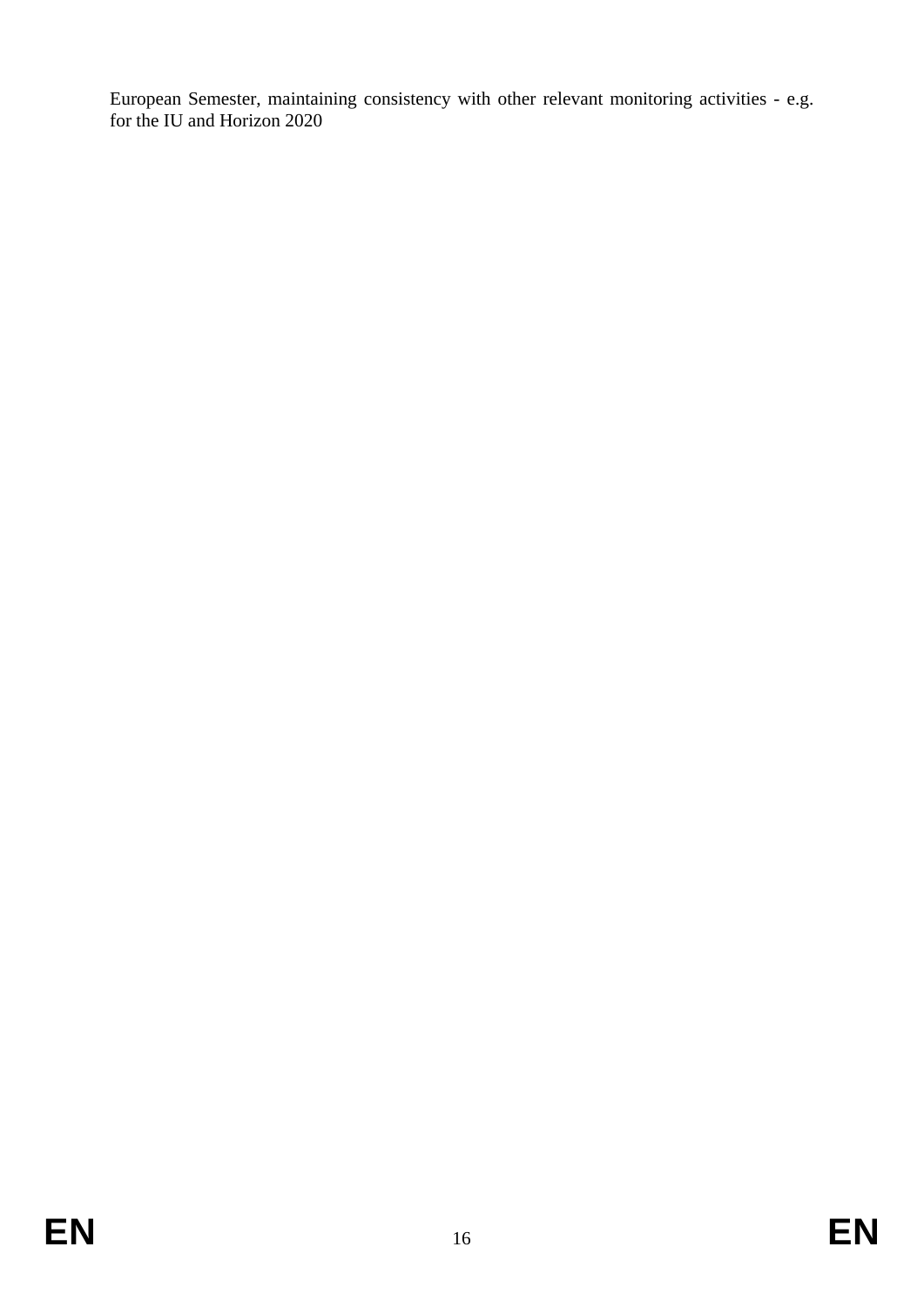European Semester, maintaining consistency with other relevant monitoring activities - e.g. for the IU and Horizon 2020